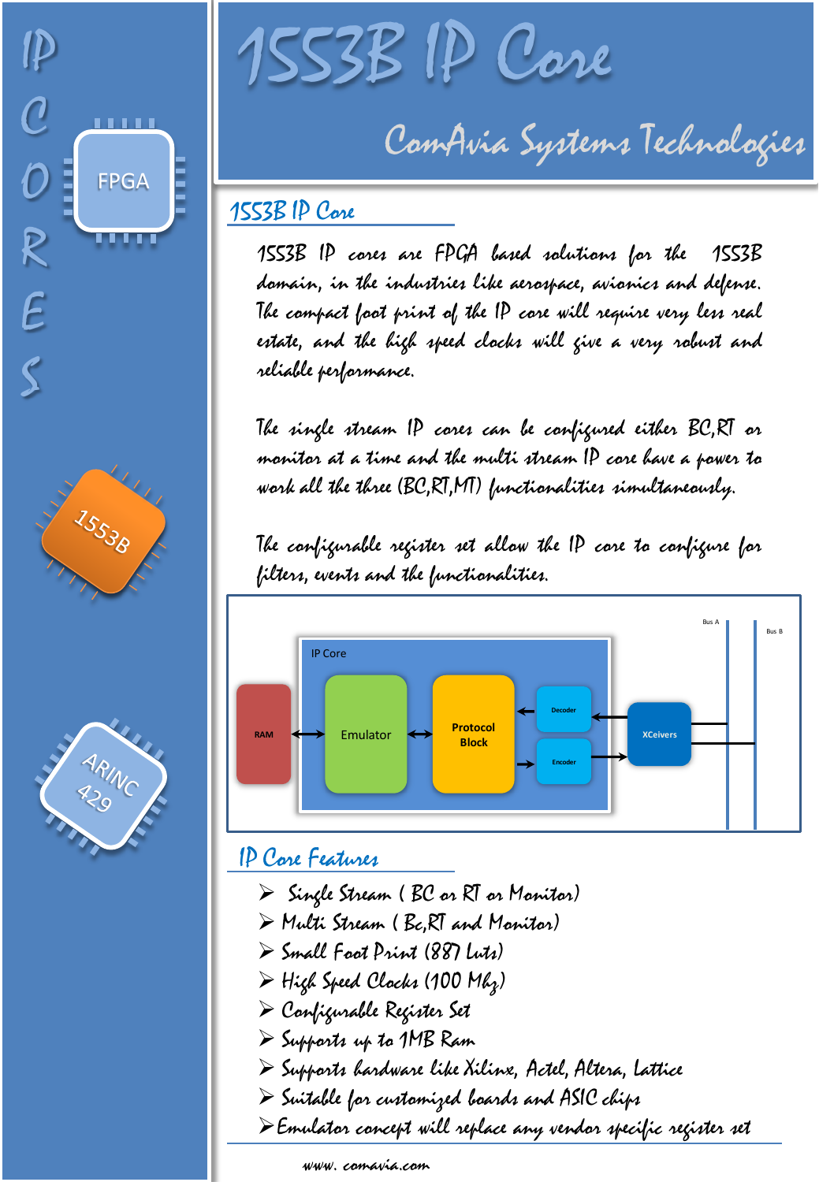# 1553B IP Core

ComAvia Systems Technologies

## 1553B IP Core

1553B IP cores are FPGA based solutions for the 1553B domain, in the industries like aerospace, avionics and defense. The compact foot print of the IP core will require very less real estate, and the high speed clocks will give a very robust and reliable performance.

The single stream IP cores can be configured either BC,RT or monitor at a time and the multi stream IP core have a power to work all the three (BC,RT,MT) functionalities simultaneously.

The configurable register set allow the IP core to configure for filters, events and the functionalities.

## IP Core Features

- Single Stream ( BC or RT or Monitor)
- Multi Stream ( Bc,RT and Monitor)
- Small Foot Print (887 Luts)
- High Speed Clocks (100 Mhz)
- Configurable Register Set
- Supports up to 1MB Ram
- Supports hardware like Xilinx, Actel, Altera, Lattice
- Suitable for customized boards and ASIC chips
- Emulator concept will replace any vendor specific register set

www. comavia.com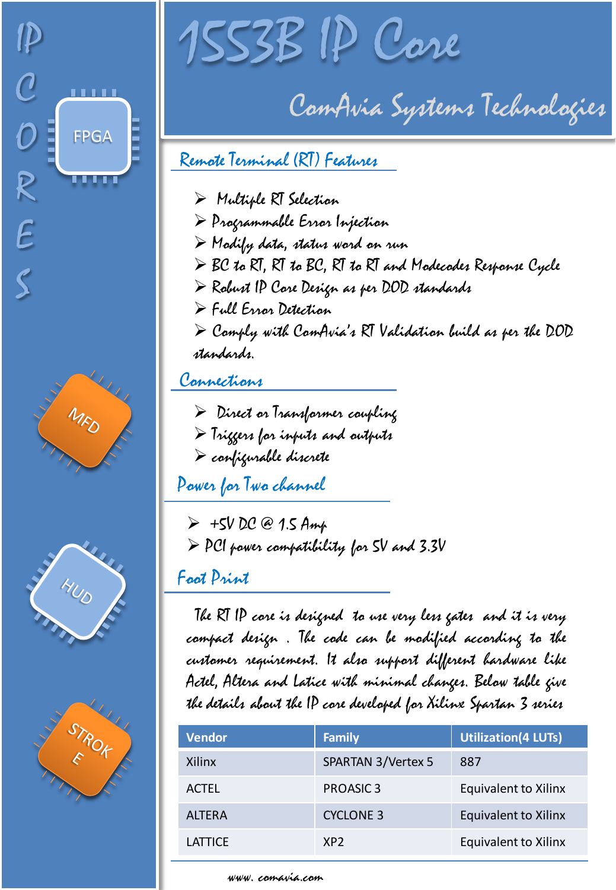# 1553B IP Core

## ComAvia Systems Technologies

IP CORES

FPGA

MFD

HUD

STROKE

### Remote Terminal (RT) Features

- Multiple RT Selection
- Programmable Error Injection
- Modify data, status word on run
- BC to RT, RT to BC, RT to RT and Modecodes Response Cycle
- Robust IP Core Design as per DOD standards
- Full Error Detection
- Comply with ComAvia's RT Validation build as per the DOD standards.

### Connections

- Direct or Transformer coupling
- Triggers for inputs and outputs
- configurable discrete

### Power for Two channel

- +5V DC @ 1.5 Amp
- PCI power compatibility for 5V and 3.3V

### Foot Print

The RT IP core is designed to use very less gates and it is very compact design . The code can be modified according to the customer requirement. It also support different hardware like Actel, Altera and Latice with minimal changes. Below table give the details about the IP core developed for Xilinx Spartan 3 series

| Vendor | Family | Utilization(4 LUTs) |
|---|---|---|
| Xilinx | SPARTAN 3/Vertex 5 | 887 |
| ACTEL | PROASIC 3 | Equivalent to Xilinx |
| ALTERA | CYCLONE 3 | Equivalent to Xilinx |
| LATTICE | XP2 | Equivalent to Xilinx |

www. comavia.com